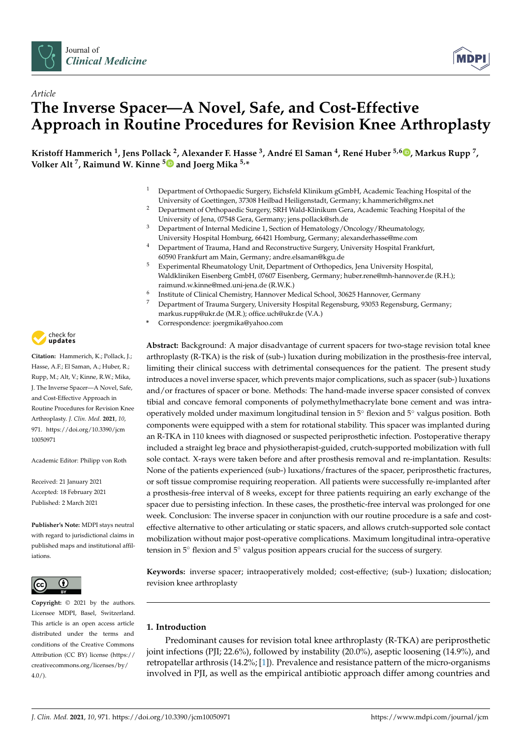*Article*

# The Inverse Spacer—A Novel, Safe, and Cost-Effective Approach in Routine Procedures for Revision Knee Arthroplasty

**Kristoff Hammerich [1], Jens Pollack [2], Alexander F. Hasse [3], André El Saman [4], René Huber [5,6], Markus Rupp [7], Volker Alt [7], Raimund W. Kinne [5] and Joerg Mika [5,*]**

1. Department of Orthopaedic Surgery, Eichsfeld Klinikum gGmbH, Academic Teaching Hospital of the University of Goettingen, 37308 Heilbad Heiligenstadt, Germany; k.hammerich@gmx.net
2. Department of Orthopaedic Surgery, SRH Wald-Klinikum Gera, Academic Teaching Hospital of the University of Jena, 07548 Gera, Germany; jens.pollack@srh.de
3. Department of Internal Medicine 1, Section of Hematology/Oncology/Rheumatology, University Hospital Homburg, 66421 Homburg, Germany; alexanderhasse@me.com
4. Department of Trauma, Hand and Reconstructive Surgery, University Hospital Frankfurt, 60590 Frankfurt am Main, Germany; andre.elsaman@kgu.de
5. Experimental Rheumatology Unit, Department of Orthopedics, Jena University Hospital, Waldkliniken Eisenberg GmbH, 07607 Eisenberg, Germany; huber.rene@mh-hannover.de (R.H.); raimund.w.kinne@med.uni-jena.de (R.W.K.)
6. Institute of Clinical Chemistry, Hannover Medical School, 30625 Hannover, Germany
7. Department of Trauma Surgery, University Hospital Regensburg, 93053 Regensburg, Germany; markus.rupp@ukr.de (M.R.); office.uch@ukr.de (V.A.)

\* Correspondence: joergmika@yahoo.com

**Citation:** Hammerich, K.; Pollack, J.; Hasse, A.F.; El Saman, A.; Huber, R.; Rupp, M.; Alt, V.; Kinne, R.W.; Mika, J. The Inverse Spacer—A Novel, Safe, and Cost-Effective Approach in Routine Procedures for Revision Knee Arthroplasty. *J. Clin. Med.* **2021**, *10*, 971. https://doi.org/10.3390/jcm10050971

Academic Editor: Philipp von Roth

Received: 21 January 2021
Accepted: 18 February 2021
Published: 2 March 2021

**Publisher's Note:** MDPI stays neutral with regard to jurisdictional claims in published maps and institutional affiliations.

**Copyright:** © 2021 by the authors. Licensee MDPI, Basel, Switzerland. This article is an open access article distributed under the terms and conditions of the Creative Commons Attribution (CC BY) license (https://creativecommons.org/licenses/by/4.0/).

**Abstract:** Background: A major disadvantage of current spacers for two-stage revision total knee arthroplasty (R-TKA) is the risk of (sub-) luxation during mobilization in the prosthesis-free interval, limiting their clinical success with detrimental consequences for the patient. The present study introduces a novel inverse spacer, which prevents major complications, such as spacer (sub-) luxations and/or fractures of spacer or bone. Methods: The hand-made inverse spacer consisted of convex tibial and concave femoral components of polymethylmethacrylate bone cement and was intra-operatively molded under maximum longitudinal tension in 5° flexion and 5° valgus position. Both components were equipped with a stem for rotational stability. This spacer was implanted during an R-TKA in 110 knees with diagnosed or suspected periprosthetic infection. Postoperative therapy included a straight leg brace and physiotherapist-guided, crutch-supported mobilization with full sole contact. X-rays were taken before and after prosthesis removal and re-implantation. Results: None of the patients experienced (sub-) luxations/fractures of the spacer, periprosthetic fractures, or soft tissue compromise requiring reoperation. All patients were successfully re-implanted after a prosthesis-free interval of 8 weeks, except for three patients requiring an early exchange of the spacer due to persisting infection. In these cases, the prosthetic-free interval was prolonged for one week. Conclusion: The inverse spacer in conjunction with our routine procedure is a safe and cost-effective alternative to other articulating or static spacers, and allows crutch-supported sole contact mobilization without major post-operative complications. Maximum longitudinal intra-operative tension in 5° flexion and 5° valgus position appears crucial for the success of surgery.

**Keywords:** inverse spacer; intraoperatively molded; cost-effective; (sub-) luxation; dislocation; revision knee arthroplasty

## 1. Introduction

Predominant causes for revision total knee arthroplasty (R-TKA) are periprosthetic joint infections (PJI; 22.6%), followed by instability (20.0%), aseptic loosening (14.9%), and retropatellar arthrosis (14.2%; [1]). Prevalence and resistance pattern of the micro-organisms involved in PJI, as well as the empirical antibiotic approach differ among countries and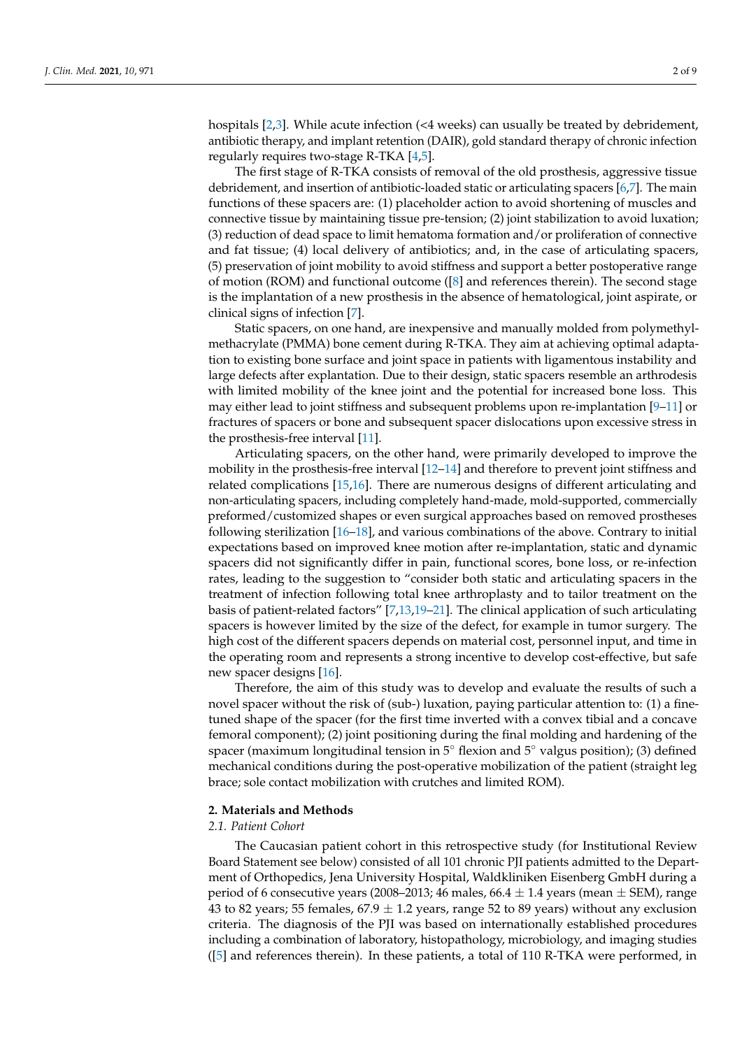hospitals [2,3]. While acute infection (<4 weeks) can usually be treated by debridement, antibiotic therapy, and implant retention (DAIR), gold standard therapy of chronic infection regularly requires two-stage R-TKA [4,5].

The first stage of R-TKA consists of removal of the old prosthesis, aggressive tissue debridement, and insertion of antibiotic-loaded static or articulating spacers [6,7]. The main functions of these spacers are: (1) placeholder action to avoid shortening of muscles and connective tissue by maintaining tissue pre-tension; (2) joint stabilization to avoid luxation; (3) reduction of dead space to limit hematoma formation and/or proliferation of connective and fat tissue; (4) local delivery of antibiotics; and, in the case of articulating spacers, (5) preservation of joint mobility to avoid stiffness and support a better postoperative range of motion (ROM) and functional outcome ([8] and references therein). The second stage is the implantation of a new prosthesis in the absence of hematological, joint aspirate, or clinical signs of infection [7].

Static spacers, on one hand, are inexpensive and manually molded from polymethylmethacrylate (PMMA) bone cement during R-TKA. They aim at achieving optimal adaptation to existing bone surface and joint space in patients with ligamentous instability and large defects after explantation. Due to their design, static spacers resemble an arthrodesis with limited mobility of the knee joint and the potential for increased bone loss. This may either lead to joint stiffness and subsequent problems upon re-implantation [9–11] or fractures of spacers or bone and subsequent spacer dislocations upon excessive stress in the prosthesis-free interval [11].

Articulating spacers, on the other hand, were primarily developed to improve the mobility in the prosthesis-free interval [12–14] and therefore to prevent joint stiffness and related complications [15,16]. There are numerous designs of different articulating and non-articulating spacers, including completely hand-made, mold-supported, commercially preformed/customized shapes or even surgical approaches based on removed prostheses following sterilization [16–18], and various combinations of the above. Contrary to initial expectations based on improved knee motion after re-implantation, static and dynamic spacers did not significantly differ in pain, functional scores, bone loss, or re-infection rates, leading to the suggestion to "consider both static and articulating spacers in the treatment of infection following total knee arthroplasty and to tailor treatment on the basis of patient-related factors" [7,13,19–21]. The clinical application of such articulating spacers is however limited by the size of the defect, for example in tumor surgery. The high cost of the different spacers depends on material cost, personnel input, and time in the operating room and represents a strong incentive to develop cost-effective, but safe new spacer designs [16].

Therefore, the aim of this study was to develop and evaluate the results of such a novel spacer without the risk of (sub-) luxation, paying particular attention to: (1) a fine-tuned shape of the spacer (for the first time inverted with a convex tibial and a concave femoral component); (2) joint positioning during the final molding and hardening of the spacer (maximum longitudinal tension in 5° flexion and 5° valgus position); (3) defined mechanical conditions during the post-operative mobilization of the patient (straight leg brace; sole contact mobilization with crutches and limited ROM).

## 2. Materials and Methods

### *2.1. Patient Cohort*

The Caucasian patient cohort in this retrospective study (for Institutional Review Board Statement see below) consisted of all 101 chronic PJI patients admitted to the Department of Orthopedics, Jena University Hospital, Waldkliniken Eisenberg GmbH during a period of 6 consecutive years (2008–2013; 46 males, 66.4 ± 1.4 years (mean ± SEM), range 43 to 82 years; 55 females, 67.9 ± 1.2 years, range 52 to 89 years) without any exclusion criteria. The diagnosis of the PJI was based on internationally established procedures including a combination of laboratory, histopathology, microbiology, and imaging studies ([5] and references therein). In these patients, a total of 110 R-TKA were performed, in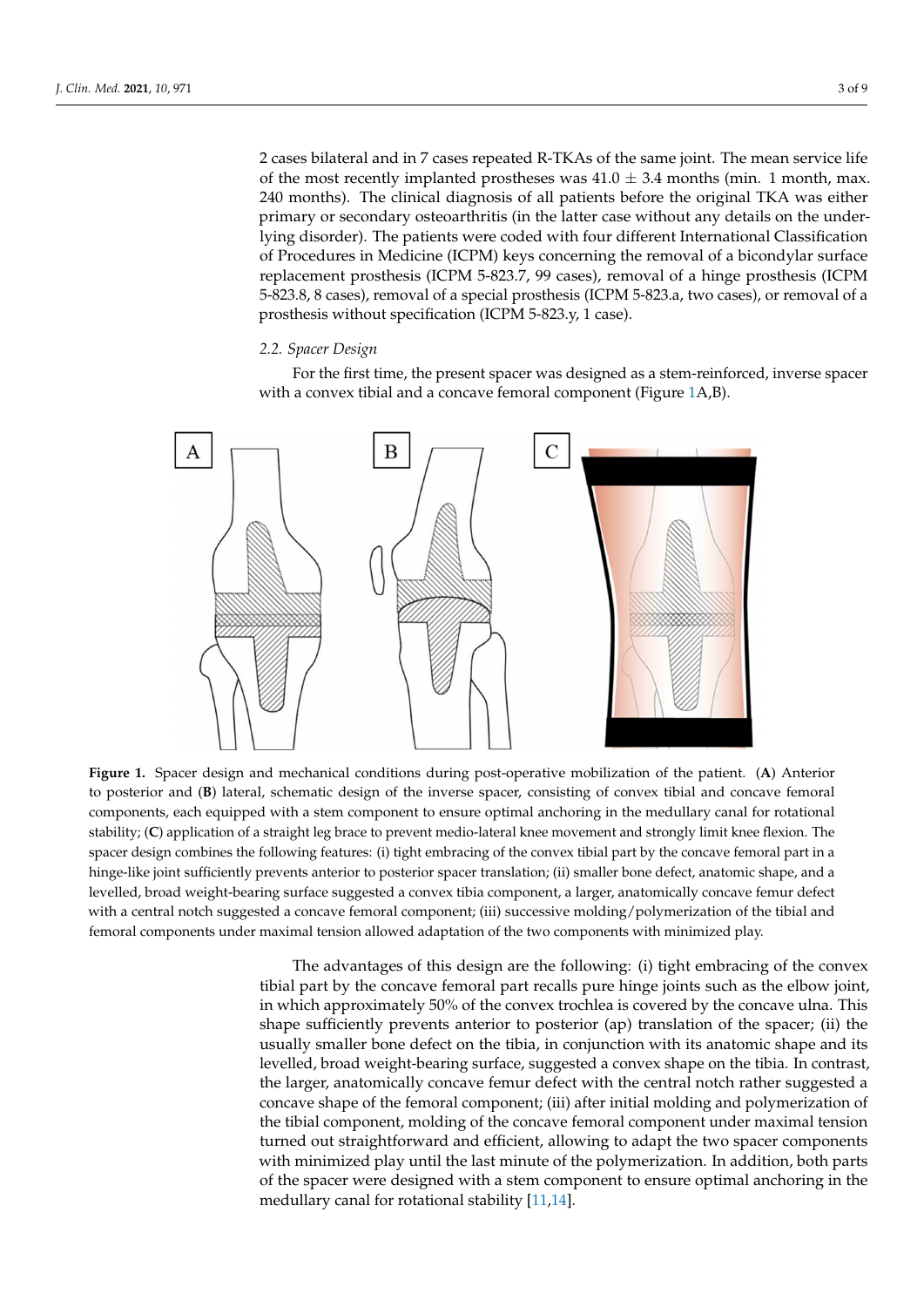2 cases bilateral and in 7 cases repeated R-TKAs of the same joint. The mean service life of the most recently implanted prostheses was 41.0 ± 3.4 months (min. 1 month, max. 240 months). The clinical diagnosis of all patients before the original TKA was either primary or secondary osteoarthritis (in the latter case without any details on the underlying disorder). The patients were coded with four different International Classification of Procedures in Medicine (ICPM) keys concerning the removal of a bicondylar surface replacement prosthesis (ICPM 5-823.7, 99 cases), removal of a hinge prosthesis (ICPM 5-823.8, 8 cases), removal of a special prosthesis (ICPM 5-823.a, two cases), or removal of a prosthesis without specification (ICPM 5-823.y, 1 case).

### 2.2. Spacer Design

For the first time, the present spacer was designed as a stem-reinforced, inverse spacer with a convex tibial and a concave femoral component (Figure 1A,B).

**Figure 1.** Spacer design and mechanical conditions during post-operative mobilization of the patient. (**A**) Anterior to posterior and (**B**) lateral, schematic design of the inverse spacer, consisting of convex tibial and concave femoral components, each equipped with a stem component to ensure optimal anchoring in the medullary canal for rotational stability; (**C**) application of a straight leg brace to prevent medio-lateral knee movement and strongly limit knee flexion. The spacer design combines the following features: (i) tight embracing of the convex tibial part by the concave femoral part in a hinge-like joint sufficiently prevents anterior to posterior spacer translation; (ii) smaller bone defect, anatomic shape, and a levelled, broad weight-bearing surface suggested a convex tibia component, a larger, anatomically concave femur defect with a central notch suggested a concave femoral component; (iii) successive molding/polymerization of the tibial and femoral components under maximal tension allowed adaptation of the two components with minimized play.

The advantages of this design are the following: (i) tight embracing of the convex tibial part by the concave femoral part recalls pure hinge joints such as the elbow joint, in which approximately 50% of the convex trochlea is covered by the concave ulna. This shape sufficiently prevents anterior to posterior (ap) translation of the spacer; (ii) the usually smaller bone defect on the tibia, in conjunction with its anatomic shape and its levelled, broad weight-bearing surface, suggested a convex shape on the tibia. In contrast, the larger, anatomically concave femur defect with the central notch rather suggested a concave shape of the femoral component; (iii) after initial molding and polymerization of the tibial component, molding of the concave femoral component under maximal tension turned out straightforward and efficient, allowing to adapt the two spacer components with minimized play until the last minute of the polymerization. In addition, both parts of the spacer were designed with a stem component to ensure optimal anchoring in the medullary canal for rotational stability [11,14].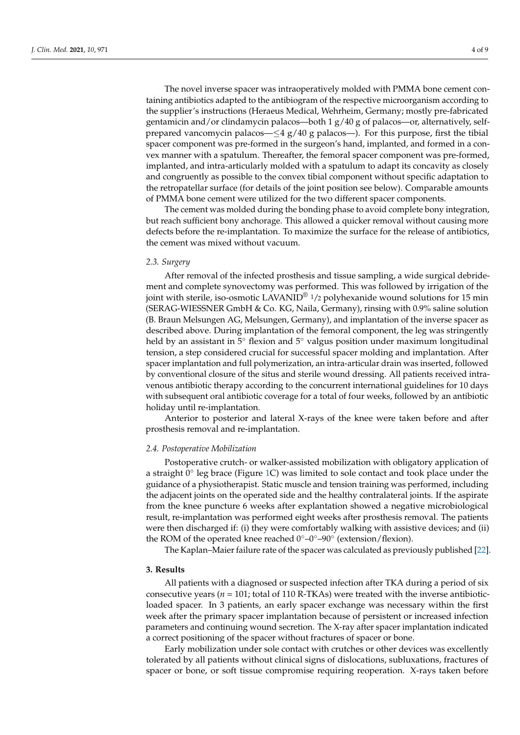The novel inverse spacer was intraoperatively molded with PMMA bone cement containing antibiotics adapted to the antibiogram of the respective microorganism according to the supplier's instructions (Heraeus Medical, Wehrheim, Germany; mostly pre-fabricated gentamicin and/or clindamycin palacos—both 1 g/40 g of palacos—or, alternatively, self-prepared vancomycin palacos—≤4 g/40 g palacos—). For this purpose, first the tibial spacer component was pre-formed in the surgeon's hand, implanted, and formed in a convex manner with a spatulum. Thereafter, the femoral spacer component was pre-formed, implanted, and intra-articularly molded with a spatulum to adapt its concavity as closely and congruently as possible to the convex tibial component without specific adaptation to the retropatellar surface (for details of the joint position see below). Comparable amounts of PMMA bone cement were utilized for the two different spacer components.

The cement was molded during the bonding phase to avoid complete bony integration, but reach sufficient bony anchorage. This allowed a quicker removal without causing more defects before the re-implantation. To maximize the surface for the release of antibiotics, the cement was mixed without vacuum.

### 2.3. Surgery

After removal of the infected prosthesis and tissue sampling, a wide surgical debridement and complete synovectomy was performed. This was followed by irrigation of the joint with sterile, iso-osmotic LAVANID® 1/2 polyhexanide wound solutions for 15 min (SERAG-WIESSNER GmbH & Co. KG, Naila, Germany), rinsing with 0.9% saline solution (B. Braun Melsungen AG, Melsungen, Germany), and implantation of the inverse spacer as described above. During implantation of the femoral component, the leg was stringently held by an assistant in 5° flexion and 5° valgus position under maximum longitudinal tension, a step considered crucial for successful spacer molding and implantation. After spacer implantation and full polymerization, an intra-articular drain was inserted, followed by conventional closure of the situs and sterile wound dressing. All patients received intravenous antibiotic therapy according to the concurrent international guidelines for 10 days with subsequent oral antibiotic coverage for a total of four weeks, followed by an antibiotic holiday until re-implantation.

Anterior to posterior and lateral X-rays of the knee were taken before and after prosthesis removal and re-implantation.

### 2.4. Postoperative Mobilization

Postoperative crutch- or walker-assisted mobilization with obligatory application of a straight 0° leg brace (Figure 1C) was limited to sole contact and took place under the guidance of a physiotherapist. Static muscle and tension training was performed, including the adjacent joints on the operated side and the healthy contralateral joints. If the aspirate from the knee puncture 6 weeks after explantation showed a negative microbiological result, re-implantation was performed eight weeks after prosthesis removal. The patients were then discharged if: (i) they were comfortably walking with assistive devices; and (ii) the ROM of the operated knee reached 0°–0°–90° (extension/flexion).

The Kaplan–Maier failure rate of the spacer was calculated as previously published [22].

## 3. Results

All patients with a diagnosed or suspected infection after TKA during a period of six consecutive years ($n$ = 101; total of 110 R-TKAs) were treated with the inverse antibiotic-loaded spacer. In 3 patients, an early spacer exchange was necessary within the first week after the primary spacer implantation because of persistent or increased infection parameters and continuing wound secretion. The X-ray after spacer implantation indicated a correct positioning of the spacer without fractures of spacer or bone.

Early mobilization under sole contact with crutches or other devices was excellently tolerated by all patients without clinical signs of dislocations, subluxations, fractures of spacer or bone, or soft tissue compromise requiring reoperation. X-rays taken before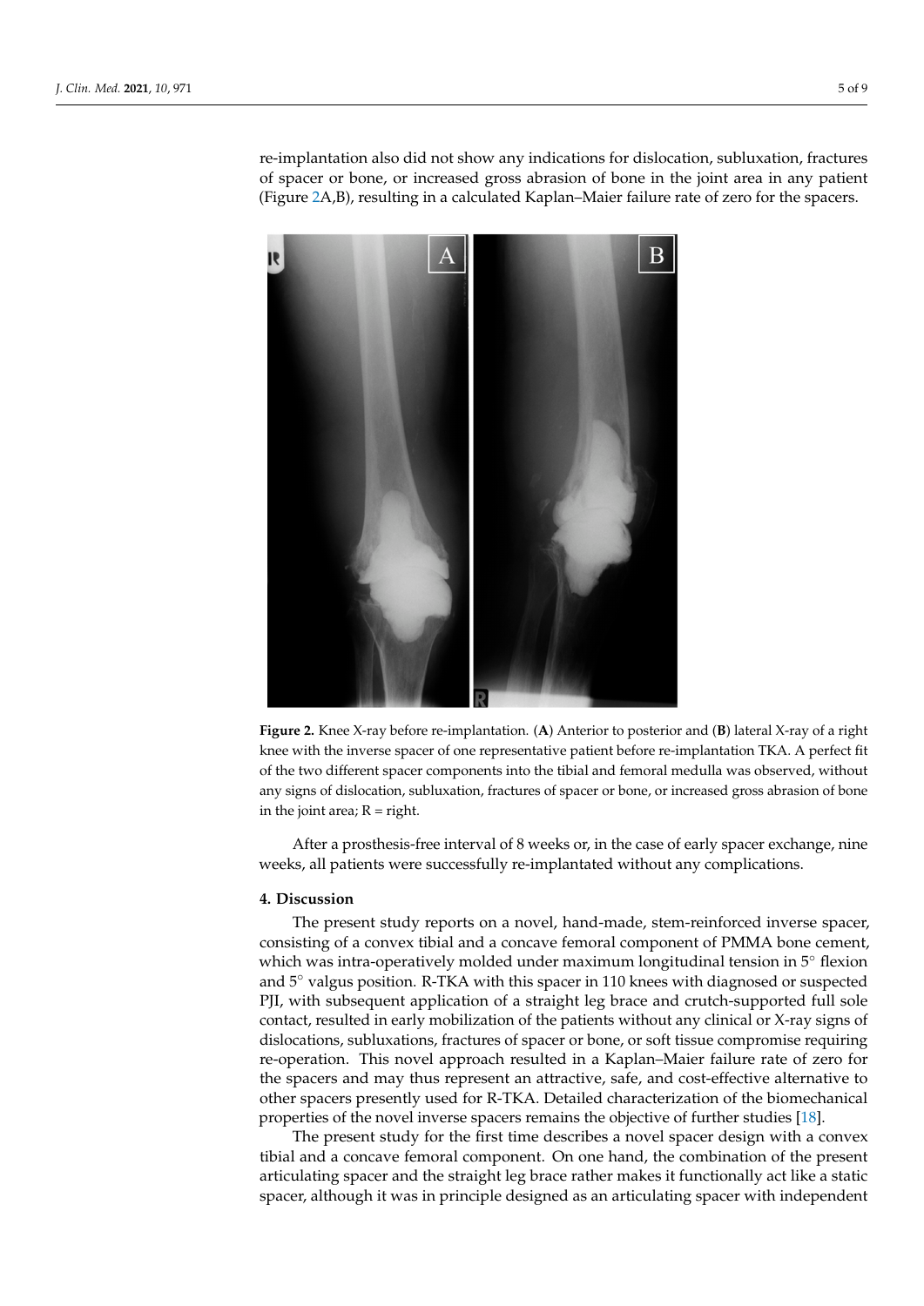re-implantation also did not show any indications for dislocation, subluxation, fractures of spacer or bone, or increased gross abrasion of bone in the joint area in any patient (Figure 2A,B), resulting in a calculated Kaplan–Maier failure rate of zero for the spacers.

**Figure 2.** Knee X-ray before re-implantation. (**A**) Anterior to posterior and (**B**) lateral X-ray of a right knee with the inverse spacer of one representative patient before re-implantation TKA. A perfect fit of the two different spacer components into the tibial and femoral medulla was observed, without any signs of dislocation, subluxation, fractures of spacer or bone, or increased gross abrasion of bone in the joint area; R = right.

After a prosthesis-free interval of 8 weeks or, in the case of early spacer exchange, nine weeks, all patients were successfully re-implantated without any complications.

## 4. Discussion

The present study reports on a novel, hand-made, stem-reinforced inverse spacer, consisting of a convex tibial and a concave femoral component of PMMA bone cement, which was intra-operatively molded under maximum longitudinal tension in 5° flexion and 5° valgus position. R-TKA with this spacer in 110 knees with diagnosed or suspected PJI, with subsequent application of a straight leg brace and crutch-supported full sole contact, resulted in early mobilization of the patients without any clinical or X-ray signs of dislocations, subluxations, fractures of spacer or bone, or soft tissue compromise requiring re-operation. This novel approach resulted in a Kaplan–Maier failure rate of zero for the spacers and may thus represent an attractive, safe, and cost-effective alternative to other spacers presently used for R-TKA. Detailed characterization of the biomechanical properties of the novel inverse spacers remains the objective of further studies [18].

The present study for the first time describes a novel spacer design with a convex tibial and a concave femoral component. On one hand, the combination of the present articulating spacer and the straight leg brace rather makes it functionally act like a static spacer, although it was in principle designed as an articulating spacer with independent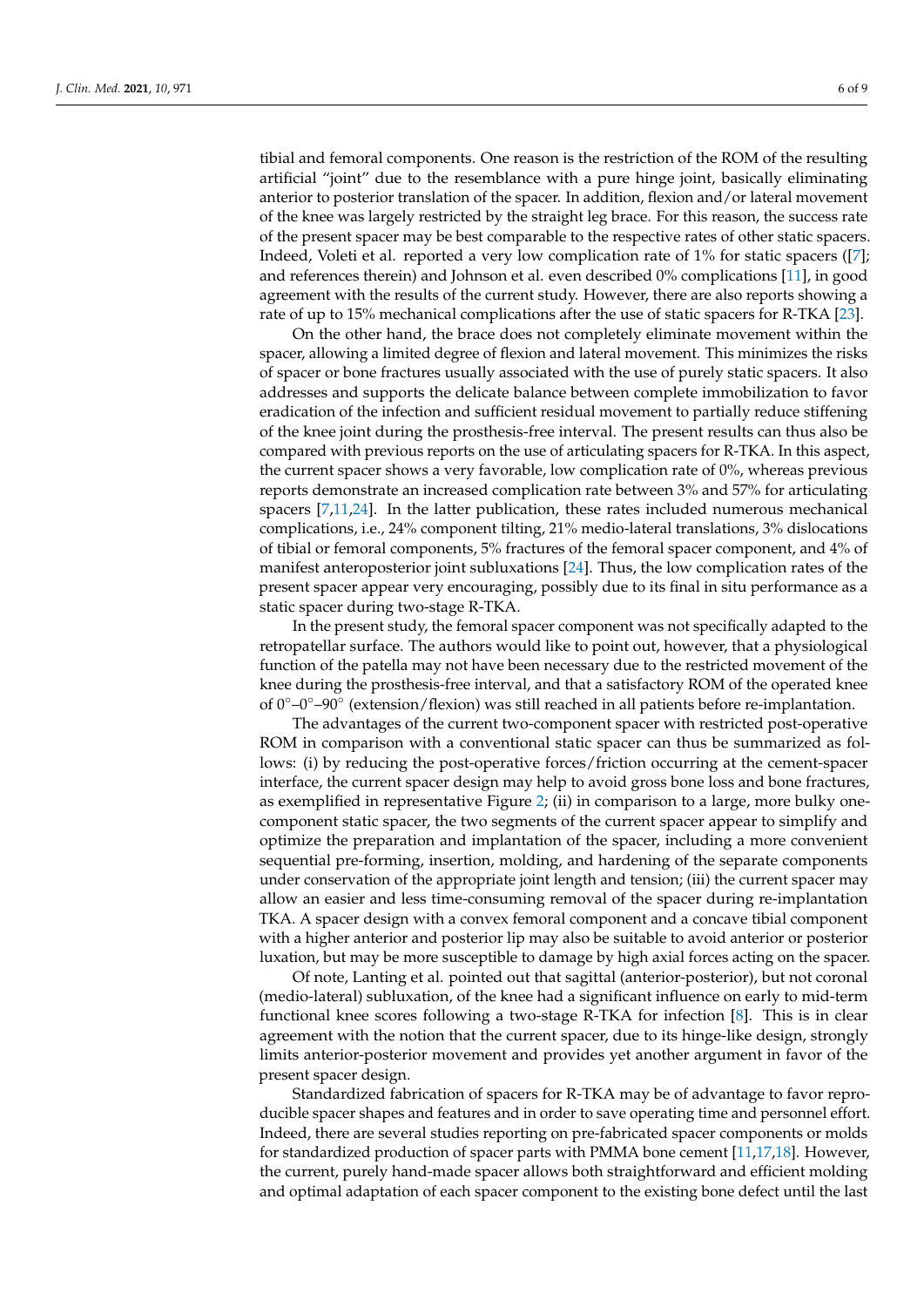tibial and femoral components. One reason is the restriction of the ROM of the resulting artificial "joint" due to the resemblance with a pure hinge joint, basically eliminating anterior to posterior translation of the spacer. In addition, flexion and/or lateral movement of the knee was largely restricted by the straight leg brace. For this reason, the success rate of the present spacer may be best comparable to the respective rates of other static spacers. Indeed, Voleti et al. reported a very low complication rate of 1% for static spacers ([7]; and references therein) and Johnson et al. even described 0% complications [11], in good agreement with the results of the current study. However, there are also reports showing a rate of up to 15% mechanical complications after the use of static spacers for R-TKA [23].

On the other hand, the brace does not completely eliminate movement within the spacer, allowing a limited degree of flexion and lateral movement. This minimizes the risks of spacer or bone fractures usually associated with the use of purely static spacers. It also addresses and supports the delicate balance between complete immobilization to favor eradication of the infection and sufficient residual movement to partially reduce stiffening of the knee joint during the prosthesis-free interval. The present results can thus also be compared with previous reports on the use of articulating spacers for R-TKA. In this aspect, the current spacer shows a very favorable, low complication rate of 0%, whereas previous reports demonstrate an increased complication rate between 3% and 57% for articulating spacers [7,11,24]. In the latter publication, these rates included numerous mechanical complications, i.e., 24% component tilting, 21% medio-lateral translations, 3% dislocations of tibial or femoral components, 5% fractures of the femoral spacer component, and 4% of manifest anteroposterior joint subluxations [24]. Thus, the low complication rates of the present spacer appear very encouraging, possibly due to its final in situ performance as a static spacer during two-stage R-TKA.

In the present study, the femoral spacer component was not specifically adapted to the retropatellar surface. The authors would like to point out, however, that a physiological function of the patella may not have been necessary due to the restricted movement of the knee during the prosthesis-free interval, and that a satisfactory ROM of the operated knee of 0°–0°–90° (extension/flexion) was still reached in all patients before re-implantation.

The advantages of the current two-component spacer with restricted post-operative ROM in comparison with a conventional static spacer can thus be summarized as follows: (i) by reducing the post-operative forces/friction occurring at the cement-spacer interface, the current spacer design may help to avoid gross bone loss and bone fractures, as exemplified in representative Figure 2; (ii) in comparison to a large, more bulky one-component static spacer, the two segments of the current spacer appear to simplify and optimize the preparation and implantation of the spacer, including a more convenient sequential pre-forming, insertion, molding, and hardening of the separate components under conservation of the appropriate joint length and tension; (iii) the current spacer may allow an easier and less time-consuming removal of the spacer during re-implantation TKA. A spacer design with a convex femoral component and a concave tibial component with a higher anterior and posterior lip may also be suitable to avoid anterior or posterior luxation, but may be more susceptible to damage by high axial forces acting on the spacer.

Of note, Lanting et al. pointed out that sagittal (anterior-posterior), but not coronal (medio-lateral) subluxation, of the knee had a significant influence on early to mid-term functional knee scores following a two-stage R-TKA for infection [8]. This is in clear agreement with the notion that the current spacer, due to its hinge-like design, strongly limits anterior-posterior movement and provides yet another argument in favor of the present spacer design.

Standardized fabrication of spacers for R-TKA may be of advantage to favor reproducible spacer shapes and features and in order to save operating time and personnel effort. Indeed, there are several studies reporting on pre-fabricated spacer components or molds for standardized production of spacer parts with PMMA bone cement [11,17,18]. However, the current, purely hand-made spacer allows both straightforward and efficient molding and optimal adaptation of each spacer component to the existing bone defect until the last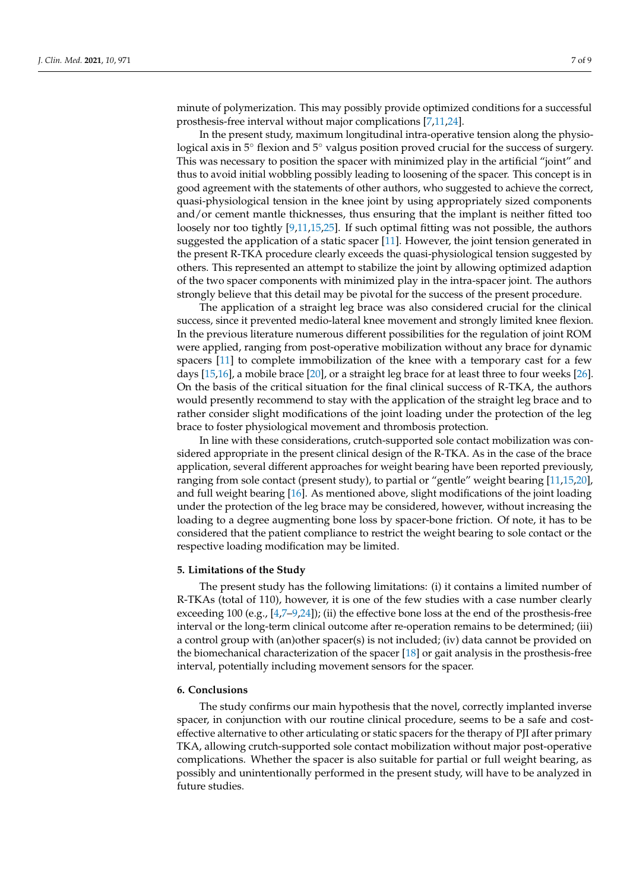minute of polymerization. This may possibly provide optimized conditions for a successful prosthesis-free interval without major complications [7,11,24].

In the present study, maximum longitudinal intra-operative tension along the physiological axis in 5° flexion and 5° valgus position proved crucial for the success of surgery. This was necessary to position the spacer with minimized play in the artificial "joint" and thus to avoid initial wobbling possibly leading to loosening of the spacer. This concept is in good agreement with the statements of other authors, who suggested to achieve the correct, quasi-physiological tension in the knee joint by using appropriately sized components and/or cement mantle thicknesses, thus ensuring that the implant is neither fitted too loosely nor too tightly [9,11,15,25]. If such optimal fitting was not possible, the authors suggested the application of a static spacer [11]. However, the joint tension generated in the present R-TKA procedure clearly exceeds the quasi-physiological tension suggested by others. This represented an attempt to stabilize the joint by allowing optimized adaption of the two spacer components with minimized play in the intra-spacer joint. The authors strongly believe that this detail may be pivotal for the success of the present procedure.

The application of a straight leg brace was also considered crucial for the clinical success, since it prevented medio-lateral knee movement and strongly limited knee flexion. In the previous literature numerous different possibilities for the regulation of joint ROM were applied, ranging from post-operative mobilization without any brace for dynamic spacers [11] to complete immobilization of the knee with a temporary cast for a few days [15,16], a mobile brace [20], or a straight leg brace for at least three to four weeks [26]. On the basis of the critical situation for the final clinical success of R-TKA, the authors would presently recommend to stay with the application of the straight leg brace and to rather consider slight modifications of the joint loading under the protection of the leg brace to foster physiological movement and thrombosis protection.

In line with these considerations, crutch-supported sole contact mobilization was considered appropriate in the present clinical design of the R-TKA. As in the case of the brace application, several different approaches for weight bearing have been reported previously, ranging from sole contact (present study), to partial or "gentle" weight bearing [11,15,20], and full weight bearing [16]. As mentioned above, slight modifications of the joint loading under the protection of the leg brace may be considered, however, without increasing the loading to a degree augmenting bone loss by spacer-bone friction. Of note, it has to be considered that the patient compliance to restrict the weight bearing to sole contact or the respective loading modification may be limited.

## 5. Limitations of the Study

The present study has the following limitations: (i) it contains a limited number of R-TKAs (total of 110), however, it is one of the few studies with a case number clearly exceeding 100 (e.g., [4,7–9,24]); (ii) the effective bone loss at the end of the prosthesis-free interval or the long-term clinical outcome after re-operation remains to be determined; (iii) a control group with (an)other spacer(s) is not included; (iv) data cannot be provided on the biomechanical characterization of the spacer [18] or gait analysis in the prosthesis-free interval, potentially including movement sensors for the spacer.

## 6. Conclusions

The study confirms our main hypothesis that the novel, correctly implanted inverse spacer, in conjunction with our routine clinical procedure, seems to be a safe and cost-effective alternative to other articulating or static spacers for the therapy of PJI after primary TKA, allowing crutch-supported sole contact mobilization without major post-operative complications. Whether the spacer is also suitable for partial or full weight bearing, as possibly and unintentionally performed in the present study, will have to be analyzed in future studies.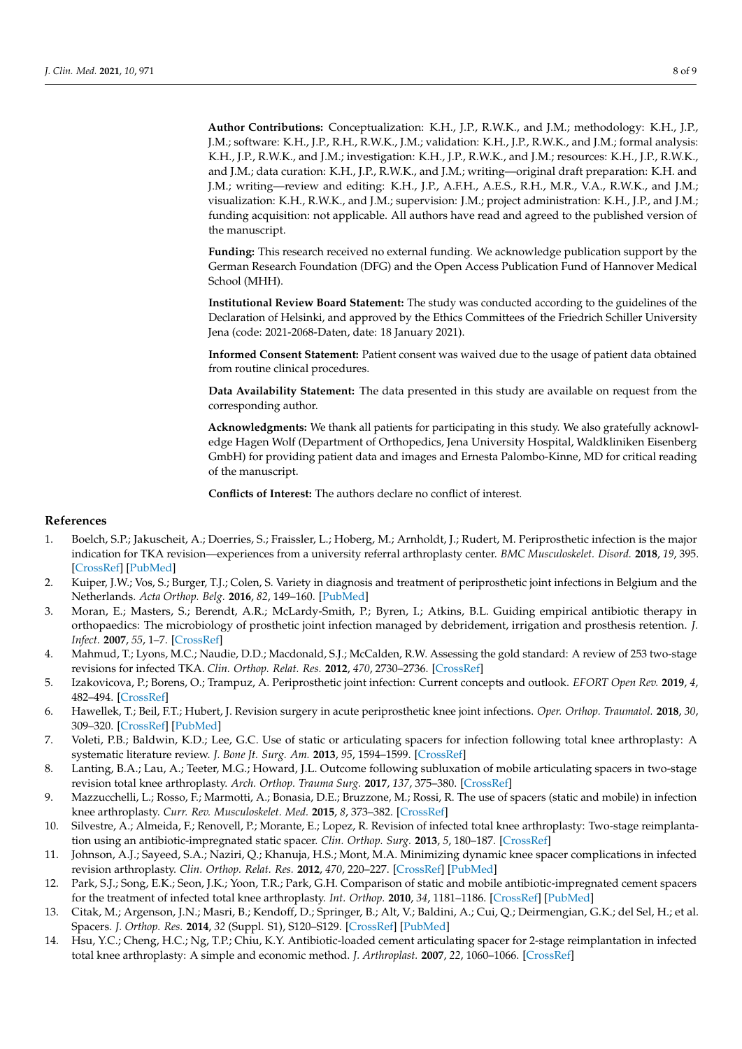**Author Contributions:** Conceptualization: K.H., J.P., R.W.K., and J.M.; methodology: K.H., J.P., J.M.; software: K.H., J.P., R.H., R.W.K., J.M.; validation: K.H., J.P., R.W.K., and J.M.; formal analysis: K.H., J.P., R.W.K., and J.M.; investigation: K.H., J.P., R.W.K., and J.M.; resources: K.H., J.P., R.W.K., and J.M.; data curation: K.H., J.P., R.W.K., and J.M.; writing—original draft preparation: K.H. and J.M.; writing—review and editing: K.H., J.P., A.F.H., A.E.S., R.H., M.R., V.A., R.W.K., and J.M.; visualization: K.H., R.W.K., and J.M.; supervision: J.M.; project administration: K.H., J.P., and J.M.; funding acquisition: not applicable. All authors have read and agreed to the published version of the manuscript.

**Funding:** This research received no external funding. We acknowledge publication support by the German Research Foundation (DFG) and the Open Access Publication Fund of Hannover Medical School (MHH).

**Institutional Review Board Statement:** The study was conducted according to the guidelines of the Declaration of Helsinki, and approved by the Ethics Committees of the Friedrich Schiller University Jena (code: 2021-2068-Daten, date: 18 January 2021).

**Informed Consent Statement:** Patient consent was waived due to the usage of patient data obtained from routine clinical procedures.

**Data Availability Statement:** The data presented in this study are available on request from the corresponding author.

**Acknowledgments:** We thank all patients for participating in this study. We also gratefully acknowledge Hagen Wolf (Department of Orthopedics, Jena University Hospital, Waldkliniken Eisenberg GmbH) for providing patient data and images and Ernesta Palombo-Kinne, MD for critical reading of the manuscript.

**Conflicts of Interest:** The authors declare no conflict of interest.

## References

1. Boelch, S.P.; Jakuscheit, A.; Doerries, S.; Fraissler, L.; Hoberg, M.; Arnholdt, J.; Rudert, M. Periprosthetic infection is the major indication for TKA revision—experiences from a university referral arthroplasty center. *BMC Musculoskelet. Disord.* **2018**, *19*, 395. [CrossRef] [PubMed]
2. Kuiper, J.W.; Vos, S.; Burger, T.J.; Colen, S. Variety in diagnosis and treatment of periprosthetic joint infections in Belgium and the Netherlands. *Acta Orthop. Belg.* **2016**, *82*, 149–160. [PubMed]
3. Moran, E.; Masters, S.; Berendt, A.R.; McLardy-Smith, P.; Byren, I.; Atkins, B.L. Guiding empirical antibiotic therapy in orthopaedics: The microbiology of prosthetic joint infection managed by debridement, irrigation and prosthesis retention. *J. Infect.* **2007**, *55*, 1–7. [CrossRef]
4. Mahmud, T.; Lyons, M.C.; Naudie, D.D.; Macdonald, S.J.; McCalden, R.W. Assessing the gold standard: A review of 253 two-stage revisions for infected TKA. *Clin. Orthop. Relat. Res.* **2012**, *470*, 2730–2736. [CrossRef]
5. Izakovicova, P.; Borens, O.; Trampuz, A. Periprosthetic joint infection: Current concepts and outlook. *EFORT Open Rev.* **2019**, *4*, 482–494. [CrossRef]
6. Hawellek, T.; Beil, F.T.; Hubert, J. Revision surgery in acute periprosthetic knee joint infections. *Oper. Orthop. Traumatol.* **2018**, *30*, 309–320. [CrossRef] [PubMed]
7. Voleti, P.B.; Baldwin, K.D.; Lee, G.C. Use of static or articulating spacers for infection following total knee arthroplasty: A systematic literature review. *J. Bone Jt. Surg. Am.* **2013**, *95*, 1594–1599. [CrossRef]
8. Lanting, B.A.; Lau, A.; Teeter, M.G.; Howard, J.L. Outcome following subluxation of mobile articulating spacers in two-stage revision total knee arthroplasty. *Arch. Orthop. Trauma Surg.* **2017**, *137*, 375–380. [CrossRef]
9. Mazzucchelli, L.; Rosso, F.; Marmotti, A.; Bonasia, D.E.; Bruzzone, M.; Rossi, R. The use of spacers (static and mobile) in infection knee arthroplasty. *Curr. Rev. Musculoskelet. Med.* **2015**, *8*, 373–382. [CrossRef]
10. Silvestre, A.; Almeida, F.; Renovell, P.; Morante, E.; Lopez, R. Revision of infected total knee arthroplasty: Two-stage reimplantation using an antibiotic-impregnated static spacer. *Clin. Orthop. Surg.* **2013**, *5*, 180–187. [CrossRef]
11. Johnson, A.J.; Sayeed, S.A.; Naziri, Q.; Khanuja, H.S.; Mont, M.A. Minimizing dynamic knee spacer complications in infected revision arthroplasty. *Clin. Orthop. Relat. Res.* **2012**, *470*, 220–227. [CrossRef] [PubMed]
12. Park, S.J.; Song, E.K.; Seon, J.K.; Yoon, T.R.; Park, G.H. Comparison of static and mobile antibiotic-impregnated cement spacers for the treatment of infected total knee arthroplasty. *Int. Orthop.* **2010**, *34*, 1181–1186. [CrossRef] [PubMed]
13. Citak, M.; Argenson, J.N.; Masri, B.; Kendoff, D.; Springer, B.; Alt, V.; Baldini, A.; Cui, Q.; Deirmengian, G.K.; del Sel, H.; et al. Spacers. *J. Orthop. Res.* **2014**, *32* (Suppl. S1), S120–S129. [CrossRef] [PubMed]
14. Hsu, Y.C.; Cheng, H.C.; Ng, T.P.; Chiu, K.Y. Antibiotic-loaded cement articulating spacer for 2-stage reimplantation in infected total knee arthroplasty: A simple and economic method. *J. Arthroplast.* **2007**, *22*, 1060–1066. [CrossRef]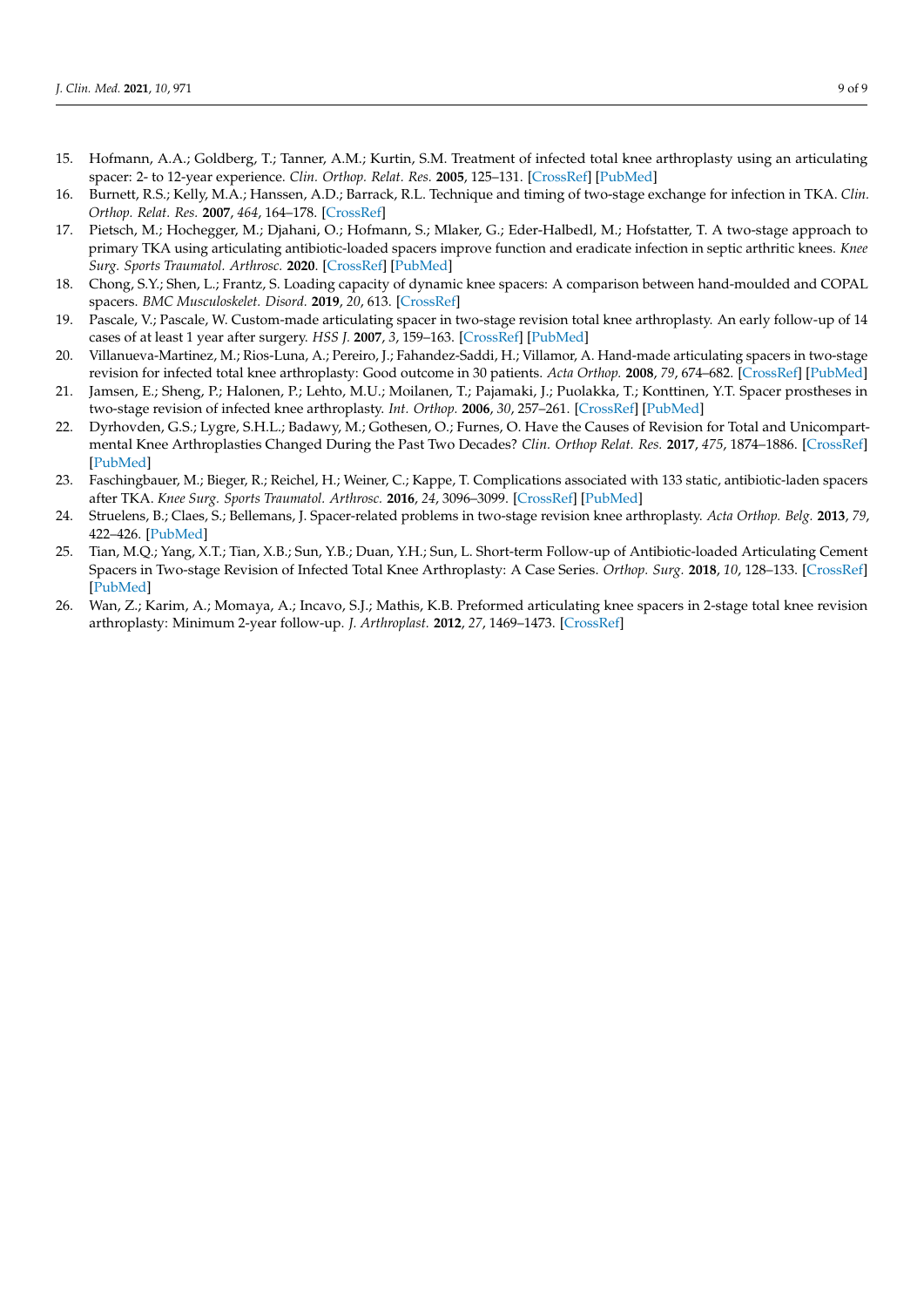15. Hofmann, A.A.; Goldberg, T.; Tanner, A.M.; Kurtin, S.M. Treatment of infected total knee arthroplasty using an articulating spacer: 2- to 12-year experience. *Clin. Orthop. Relat. Res.* **2005**, 125–131. [CrossRef] [PubMed]
16. Burnett, R.S.; Kelly, M.A.; Hanssen, A.D.; Barrack, R.L. Technique and timing of two-stage exchange for infection in TKA. *Clin. Orthop. Relat. Res.* **2007**, *464*, 164–178. [CrossRef]
17. Pietsch, M.; Hochegger, M.; Djahani, O.; Hofmann, S.; Mlaker, G.; Eder-Halbedl, M.; Hofstatter, T. A two-stage approach to primary TKA using articulating antibiotic-loaded spacers improve function and eradicate infection in septic arthritic knees. *Knee Surg. Sports Traumatol. Arthrosc.* **2020**. [CrossRef] [PubMed]
18. Chong, S.Y.; Shen, L.; Frantz, S. Loading capacity of dynamic knee spacers: A comparison between hand-moulded and COPAL spacers. *BMC Musculoskelet. Disord.* **2019**, *20*, 613. [CrossRef]
19. Pascale, V.; Pascale, W. Custom-made articulating spacer in two-stage revision total knee arthroplasty. An early follow-up of 14 cases of at least 1 year after surgery. *HSS J.* **2007**, *3*, 159–163. [CrossRef] [PubMed]
20. Villanueva-Martinez, M.; Rios-Luna, A.; Pereiro, J.; Fahandez-Saddi, H.; Villamor, A. Hand-made articulating spacers in two-stage revision for infected total knee arthroplasty: Good outcome in 30 patients. *Acta Orthop.* **2008**, *79*, 674–682. [CrossRef] [PubMed]
21. Jamsen, E.; Sheng, P.; Halonen, P.; Lehto, M.U.; Moilanen, T.; Pajamaki, J.; Puolakka, T.; Konttinen, Y.T. Spacer prostheses in two-stage revision of infected knee arthroplasty. *Int. Orthop.* **2006**, *30*, 257–261. [CrossRef] [PubMed]
22. Dyrhovden, G.S.; Lygre, S.H.L.; Badawy, M.; Gothesen, O.; Furnes, O. Have the Causes of Revision for Total and Unicompartmental Knee Arthroplasties Changed During the Past Two Decades? *Clin. Orthop Relat. Res.* **2017**, *475*, 1874–1886. [CrossRef] [PubMed]
23. Faschingbauer, M.; Bieger, R.; Reichel, H.; Weiner, C.; Kappe, T. Complications associated with 133 static, antibiotic-laden spacers after TKA. *Knee Surg. Sports Traumatol. Arthrosc.* **2016**, *24*, 3096–3099. [CrossRef] [PubMed]
24. Struelens, B.; Claes, S.; Bellemans, J. Spacer-related problems in two-stage revision knee arthroplasty. *Acta Orthop. Belg.* **2013**, *79*, 422–426. [PubMed]
25. Tian, M.Q.; Yang, X.T.; Tian, X.B.; Sun, Y.B.; Duan, Y.H.; Sun, L. Short-term Follow-up of Antibiotic-loaded Articulating Cement Spacers in Two-stage Revision of Infected Total Knee Arthroplasty: A Case Series. *Orthop. Surg.* **2018**, *10*, 128–133. [CrossRef] [PubMed]
26. Wan, Z.; Karim, A.; Momaya, A.; Incavo, S.J.; Mathis, K.B. Preformed articulating knee spacers in 2-stage total knee revision arthroplasty: Minimum 2-year follow-up. *J. Arthroplast.* **2012**, *27*, 1469–1473. [CrossRef]